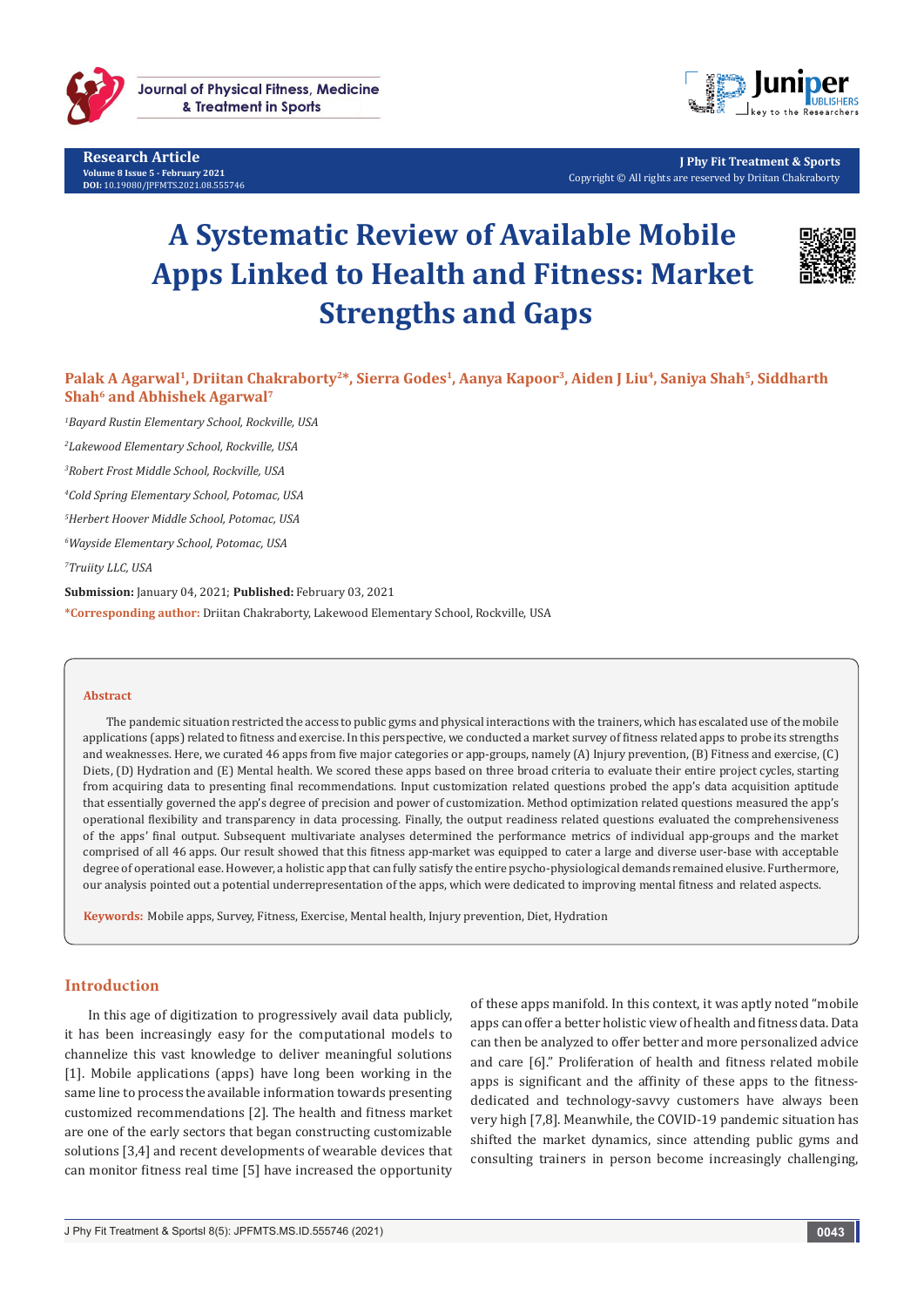Research Article

# A Systematic Review of Available Mobile Apps Linked to Health and Fitness: Market Strengths and Gaps

**Palak A Agarwal[1], Driitan Chakraborty[2]*, Sierra Godes[1], Aanya Kapoor[3], Aiden J Liu[4], Saniya Shah[5], Siddharth Shah[6] and Abhishek Agarwal[7]**

*[1]Bayard Rustin Elementary School, Rockville, USA*

*[2]Lakewood Elementary School, Rockville, USA*

*[3]Robert Frost Middle School, Rockville, USA*

*[4]Cold Spring Elementary School, Potomac, USA*

*[5]Herbert Hoover Middle School, Potomac, USA*

*[6]Wayside Elementary School, Potomac, USA*

*[7]Truiity LLC, USA*

**Submission:** January 04, 2021; **Published:** February 03, 2021

***Corresponding author:** Driitan Chakraborty, Lakewood Elementary School, Rockville, USA

**Abstract**

The pandemic situation restricted the access to public gyms and physical interactions with the trainers, which has escalated use of the mobile applications (apps) related to fitness and exercise. In this perspective, we conducted a market survey of fitness related apps to probe its strengths and weaknesses. Here, we curated 46 apps from five major categories or app-groups, namely (A) Injury prevention, (B) Fitness and exercise, (C) Diets, (D) Hydration and (E) Mental health. We scored these apps based on three broad criteria to evaluate their entire project cycles, starting from acquiring data to presenting final recommendations. Input customization related questions probed the app's data acquisition aptitude that essentially governed the app's degree of precision and power of customization. Method optimization related questions measured the app's operational flexibility and transparency in data processing. Finally, the output readiness related questions evaluated the comprehensiveness of the apps' final output. Subsequent multivariate analyses determined the performance metrics of individual app-groups and the market comprised of all 46 apps. Our result showed that this fitness app-market was equipped to cater a large and diverse user-base with acceptable degree of operational ease. However, a holistic app that can fully satisfy the entire psycho-physiological demands remained elusive. Furthermore, our analysis pointed out a potential underrepresentation of the apps, which were dedicated to improving mental fitness and related aspects.

**Keywords:** Mobile apps, Survey, Fitness, Exercise, Mental health, Injury prevention, Diet, Hydration

## Introduction

In this age of digitization to progressively avail data publicly, it has been increasingly easy for the computational models to channelize this vast knowledge to deliver meaningful solutions [1]. Mobile applications (apps) have long been working in the same line to process the available information towards presenting customized recommendations [2]. The health and fitness market are one of the early sectors that began constructing customizable solutions [3,4] and recent developments of wearable devices that can monitor fitness real time [5] have increased the opportunity of these apps manifold. In this context, it was aptly noted "mobile apps can offer a better holistic view of health and fitness data. Data can then be analyzed to offer better and more personalized advice and care [6]." Proliferation of health and fitness related mobile apps is significant and the affinity of these apps to the fitness-dedicated and technology-savvy customers have always been very high [7,8]. Meanwhile, the COVID-19 pandemic situation has shifted the market dynamics, since attending public gyms and consulting trainers in person become increasingly challenging,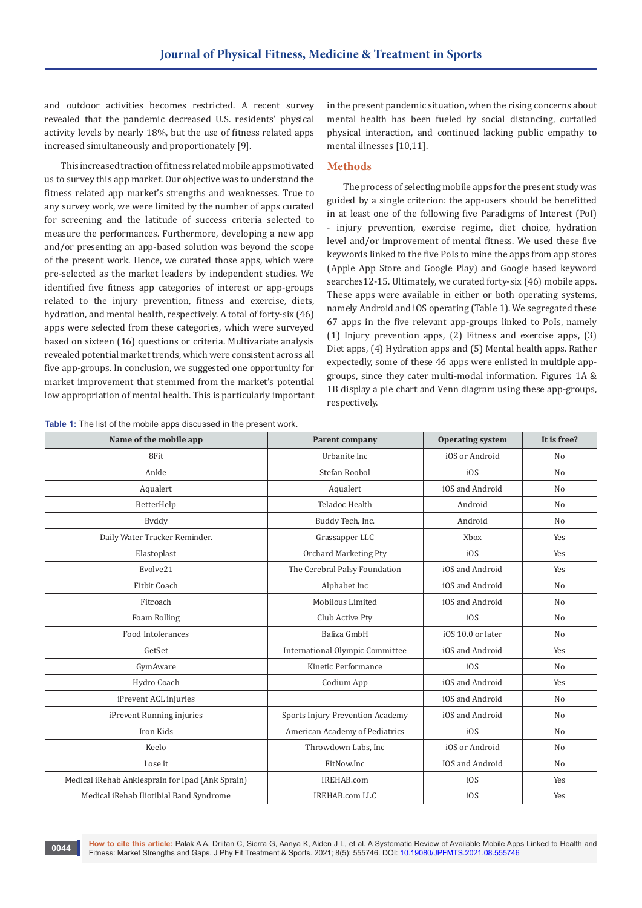and outdoor activities becomes restricted. A recent survey revealed that the pandemic decreased U.S. residents' physical activity levels by nearly 18%, but the use of fitness related apps increased simultaneously and proportionately [9].

This increased traction of fitness related mobile apps motivated us to survey this app market. Our objective was to understand the fitness related app market's strengths and weaknesses. True to any survey work, we were limited by the number of apps curated for screening and the latitude of success criteria selected to measure the performances. Furthermore, developing a new app and/or presenting an app-based solution was beyond the scope of the present work. Hence, we curated those apps, which were pre-selected as the market leaders by independent studies. We identified five fitness app categories of interest or app-groups related to the injury prevention, fitness and exercise, diets, hydration, and mental health, respectively. A total of forty-six (46) apps were selected from these categories, which were surveyed based on sixteen (16) questions or criteria. Multivariate analysis revealed potential market trends, which were consistent across all five app-groups. In conclusion, we suggested one opportunity for market improvement that stemmed from the market's potential low appropriation of mental health. This is particularly important in the present pandemic situation, when the rising concerns about mental health has been fueled by social distancing, curtailed physical interaction, and continued lacking public empathy to mental illnesses [10,11].

## Methods

The process of selecting mobile apps for the present study was guided by a single criterion: the app-users should be benefitted in at least one of the following five Paradigms of Interest (PoI) - injury prevention, exercise regime, diet choice, hydration level and/or improvement of mental fitness. We used these five keywords linked to the five PoIs to mine the apps from app stores (Apple App Store and Google Play) and Google based keyword searches12-15. Ultimately, we curated forty-six (46) mobile apps. These apps were available in either or both operating systems, namely Android and iOS operating (Table 1). We segregated these 67 apps in the five relevant app-groups linked to PoIs, namely (1) Injury prevention apps, (2) Fitness and exercise apps, (3) Diet apps, (4) Hydration apps and (5) Mental health apps. Rather expectedly, some of these 46 apps were enlisted in multiple app-groups, since they cater multi-modal information. Figures 1A & 1B display a pie chart and Venn diagram using these app-groups, respectively.

**Table 1:** The list of the mobile apps discussed in the present work.

| Name of the mobile app | Parent company | Operating system | It is free? |
|---|---|---|---|
| 8Fit | Urbanite Inc | iOS or Android | No |
| Ankle | Stefan Roobol | iOS | No |
| Aqualert | Aqualert | iOS and Android | No |
| BetterHelp | Teladoc Health | Android | No |
| Bvddy | Buddy Tech, Inc. | Android | No |
| Daily Water Tracker Reminder. | Grassapper LLC | Xbox | Yes |
| Elastoplast | Orchard Marketing Pty | iOS | Yes |
| Evolve21 | The Cerebral Palsy Foundation | iOS and Android | Yes |
| Fitbit Coach | Alphabet Inc | iOS and Android | No |
| Fitcoach | Mobilous Limited | iOS and Android | No |
| Foam Rolling | Club Active Pty | iOS | No |
| Food Intolerances | Baliza GmbH | iOS 10.0 or later | No |
| GetSet | International Olympic Committee | iOS and Android | Yes |
| GymAware | Kinetic Performance | iOS | No |
| Hydro Coach | Codium App | iOS and Android | Yes |
| iPrevent ACL injuries | | iOS and Android | No |
| iPrevent Running injuries | Sports Injury Prevention Academy | iOS and Android | No |
| Iron Kids | American Academy of Pediatrics | iOS | No |
| Keelo | Throwdown Labs, Inc | iOS or Android | No |
| Lose it | FitNow.Inc | IOS and Android | No |
| Medical iRehab Anklesprain for Ipad (Ank Sprain) | IREHAB.com | iOS | Yes |
| Medical iRehab Iliotibial Band Syndrome | IREHAB.com LLC | iOS | Yes |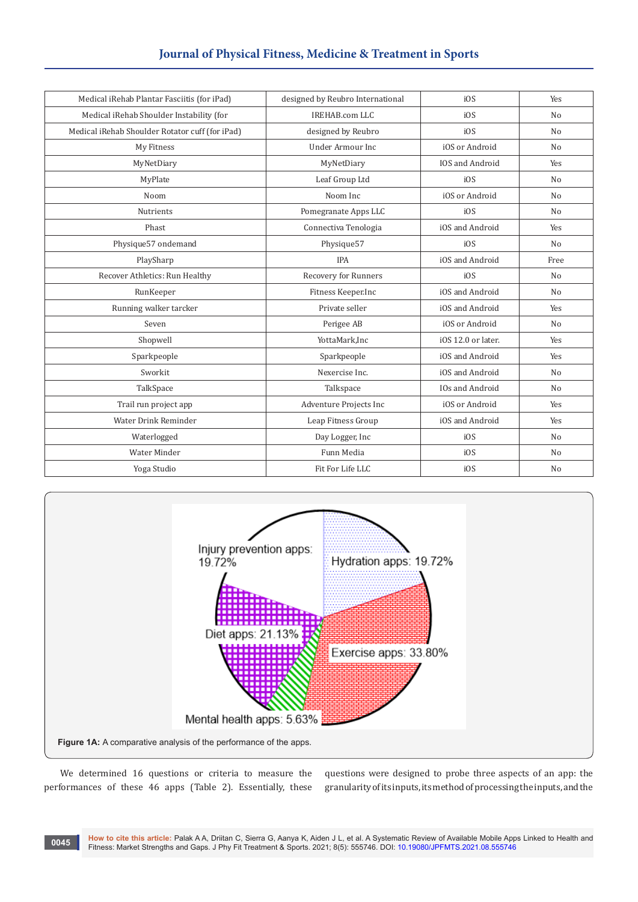| Medical iRehab Plantar Fasciitis (for iPad) | designed by Reubro International | iOS | Yes |
|---|---|---|---|
| Medical iRehab Shoulder Instability (for | IREHAB.com LLC | iOS | No |
| Medical iRehab Shoulder Rotator cuff (for iPad) | designed by Reubro | iOS | No |
| My Fitness | Under Armour Inc | iOS or Android | No |
| MyNetDiary | MyNetDiary | IOS and Android | Yes |
| MyPlate | Leaf Group Ltd | iOS | No |
| Noom | Noom Inc | iOS or Android | No |
| Nutrients | Pomegranate Apps LLC | iOS | No |
| Phast | Connectiva Tenologia | iOS and Android | Yes |
| Physique57 ondemand | Physique57 | iOS | No |
| PlaySharp | IPA | iOS and Android | Free |
| Recover Athletics: Run Healthy | Recovery for Runners | iOS | No |
| RunKeeper | Fitness Keeper.Inc | iOS and Android | No |
| Running walker tarcker | Private seller | iOS and Android | Yes |
| Seven | Perigee AB | iOS or Android | No |
| Shopwell | YottaMark,Inc | iOS 12.0 or later. | Yes |
| Sparkpeople | Sparkpeople | iOS and Android | Yes |
| Sworkit | Nexercise Inc. | iOS and Android | No |
| TalkSpace | Talkspace | IOs and Android | No |
| Trail run project app | Adventure Projects Inc | iOS or Android | Yes |
| Water Drink Reminder | Leap Fitness Group | iOS and Android | Yes |
| Waterlogged | Day Logger, Inc | iOS | No |
| Water Minder | Funn Media | iOS | No |
| Yoga Studio | Fit For Life LLC | iOS | No |

**Figure 1A:** A comparative analysis of the performance of the apps.

We determined 16 questions or criteria to measure the performances of these 46 apps (Table 2). Essentially, these questions were designed to probe three aspects of an app: the granularity of its inputs, its method of processing the inputs, and the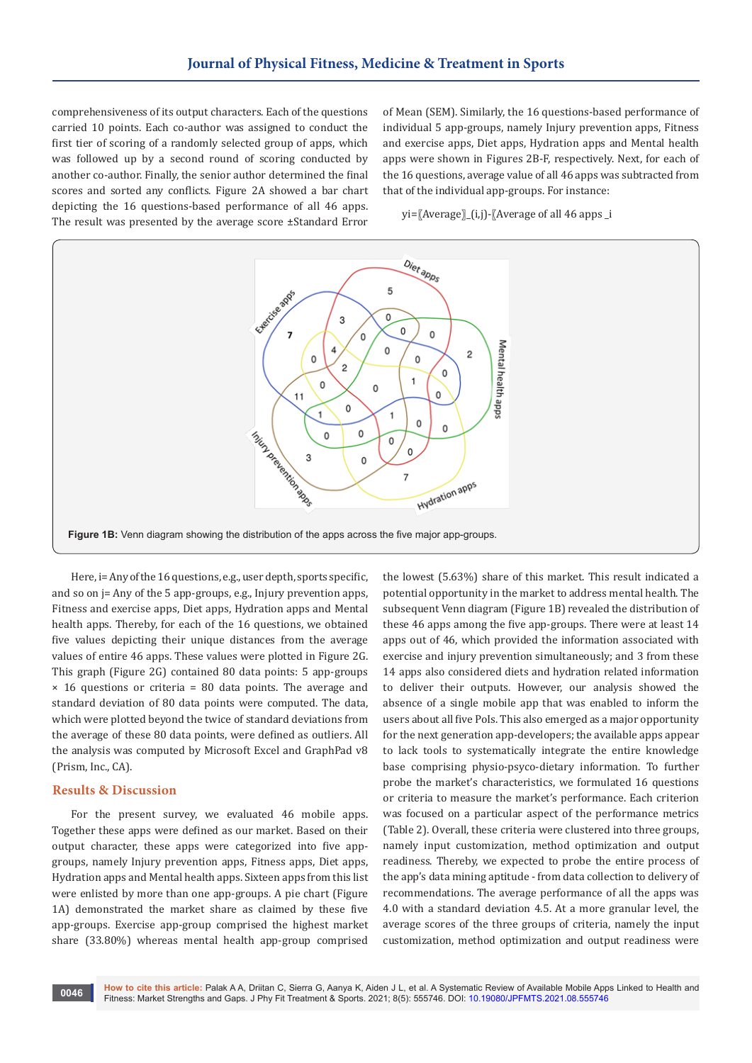comprehensiveness of its output characters. Each of the questions carried 10 points. Each co-author was assigned to conduct the first tier of scoring of a randomly selected group of apps, which was followed up by a second round of scoring conducted by another co-author. Finally, the senior author determined the final scores and sorted any conflicts. Figure 2A showed a bar chart depicting the 16 questions-based performance of all 46 apps. The result was presented by the average score ±Standard Error of Mean (SEM). Similarly, the 16 questions-based performance of individual 5 app-groups, namely Injury prevention apps, Fitness and exercise apps, Diet apps, Hydration apps and Mental health apps were shown in Figures 2B-F, respectively. Next, for each of the 16 questions, average value of all 46 apps was subtracted from that of the individual app-groups. For instance:

yi=〖Average〗_(i,j)-〖Average of all 46 apps _i

**Figure 1B:** Venn diagram showing the distribution of the apps across the five major app-groups.

Here, i= Any of the 16 questions, e.g., user depth, sports specific, and so on j= Any of the 5 app-groups, e.g., Injury prevention apps, Fitness and exercise apps, Diet apps, Hydration apps and Mental health apps. Thereby, for each of the 16 questions, we obtained five values depicting their unique distances from the average values of entire 46 apps. These values were plotted in Figure 2G. This graph (Figure 2G) contained 80 data points: 5 app-groups × 16 questions or criteria = 80 data points. The average and standard deviation of 80 data points were computed. The data, which were plotted beyond the twice of standard deviations from the average of these 80 data points, were defined as outliers. All the analysis was computed by Microsoft Excel and GraphPad v8 (Prism, Inc., CA).

## Results & Discussion

For the present survey, we evaluated 46 mobile apps. Together these apps were defined as our market. Based on their output character, these apps were categorized into five app-groups, namely Injury prevention apps, Fitness apps, Diet apps, Hydration apps and Mental health apps. Sixteen apps from this list were enlisted by more than one app-groups. A pie chart (Figure 1A) demonstrated the market share as claimed by these five app-groups. Exercise app-group comprised the highest market share (33.80%) whereas mental health app-group comprised the lowest (5.63%) share of this market. This result indicated a potential opportunity in the market to address mental health. The subsequent Venn diagram (Figure 1B) revealed the distribution of these 46 apps among the five app-groups. There were at least 14 apps out of 46, which provided the information associated with exercise and injury prevention simultaneously; and 3 from these 14 apps also considered diets and hydration related information to deliver their outputs. However, our analysis showed the absence of a single mobile app that was enabled to inform the users about all five Pols. This also emerged as a major opportunity for the next generation app-developers; the available apps appear to lack tools to systematically integrate the entire knowledge base comprising physio-psyco-dietary information. To further probe the market's characteristics, we formulated 16 questions or criteria to measure the market's performance. Each criterion was focused on a particular aspect of the performance metrics (Table 2). Overall, these criteria were clustered into three groups, namely input customization, method optimization and output readiness. Thereby, we expected to probe the entire process of the app's data mining aptitude - from data collection to delivery of recommendations. The average performance of all the apps was 4.0 with a standard deviation 4.5. At a more granular level, the average scores of the three groups of criteria, namely the input customization, method optimization and output readiness were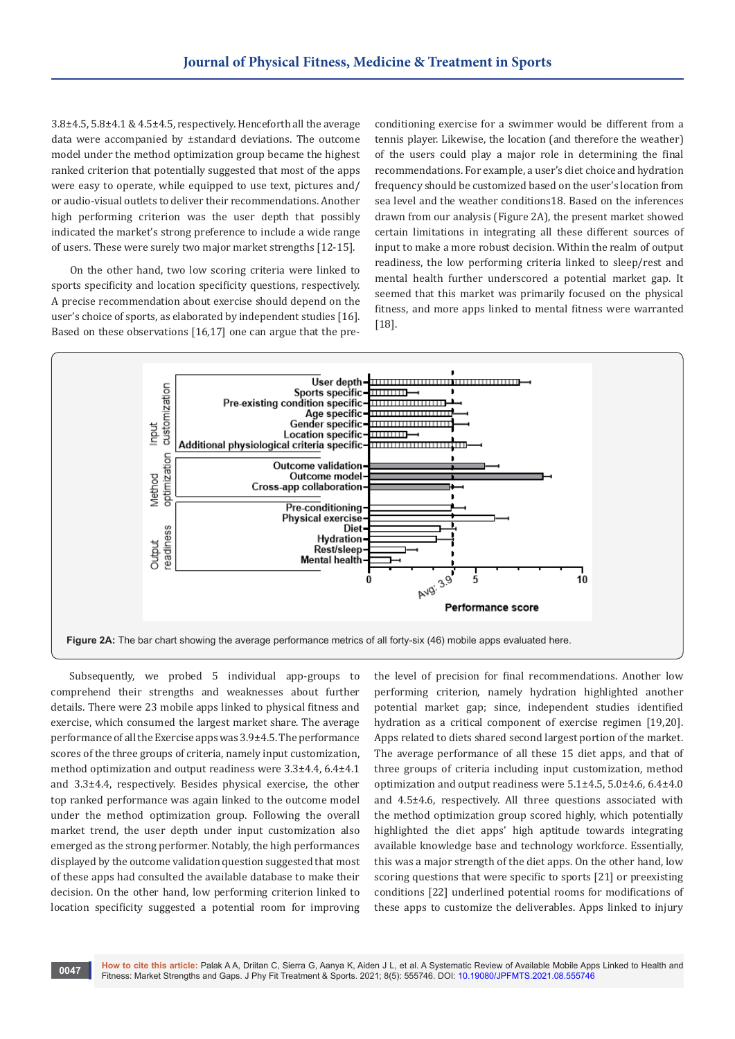3.8±4.5, 5.8±4.1 & 4.5±4.5, respectively. Henceforth all the average data were accompanied by ±standard deviations. The outcome model under the method optimization group became the highest ranked criterion that potentially suggested that most of the apps were easy to operate, while equipped to use text, pictures and/or audio-visual outlets to deliver their recommendations. Another high performing criterion was the user depth that possibly indicated the market's strong preference to include a wide range of users. These were surely two major market strengths [12-15].

On the other hand, two low scoring criteria were linked to sports specificity and location specificity questions, respectively. A precise recommendation about exercise should depend on the user's choice of sports, as elaborated by independent studies [16]. Based on these observations [16,17] one can argue that the pre-conditioning exercise for a swimmer would be different from a tennis player. Likewise, the location (and therefore the weather) of the users could play a major role in determining the final recommendations. For example, a user's diet choice and hydration frequency should be customized based on the user's location from sea level and the weather conditions18. Based on the inferences drawn from our analysis (Figure 2A), the present market showed certain limitations in integrating all these different sources of input to make a more robust decision. Within the realm of output readiness, the low performing criteria linked to sleep/rest and mental health further underscored a potential market gap. It seemed that this market was primarily focused on the physical fitness, and more apps linked to mental fitness were warranted [18].

**Figure 2A:** The bar chart showing the average performance metrics of all forty-six (46) mobile apps evaluated here.

Subsequently, we probed 5 individual app-groups to comprehend their strengths and weaknesses about further details. There were 23 mobile apps linked to physical fitness and exercise, which consumed the largest market share. The average performance of all the Exercise apps was 3.9±4.5. The performance scores of the three groups of criteria, namely input customization, method optimization and output readiness were 3.3±4.4, 6.4±4.1 and 3.3±4.4, respectively. Besides physical exercise, the other top ranked performance was again linked to the outcome model under the method optimization group. Following the overall market trend, the user depth under input customization also emerged as the strong performer. Notably, the high performances displayed by the outcome validation question suggested that most of these apps had consulted the available database to make their decision. On the other hand, low performing criterion linked to location specificity suggested a potential room for improving the level of precision for final recommendations. Another low performing criterion, namely hydration highlighted another potential market gap; since, independent studies identified hydration as a critical component of exercise regimen [19,20]. Apps related to diets shared second largest portion of the market. The average performance of all these 15 diet apps, and that of three groups of criteria including input customization, method optimization and output readiness were 5.1±4.5, 5.0±4.6, 6.4±4.0 and 4.5±4.6, respectively. All three questions associated with the method optimization group scored highly, which potentially highlighted the diet apps' high aptitude towards integrating available knowledge base and technology workforce. Essentially, this was a major strength of the diet apps. On the other hand, low scoring questions that were specific to sports [21] or preexisting conditions [22] underlined potential rooms for modifications of these apps to customize the deliverables. Apps linked to injury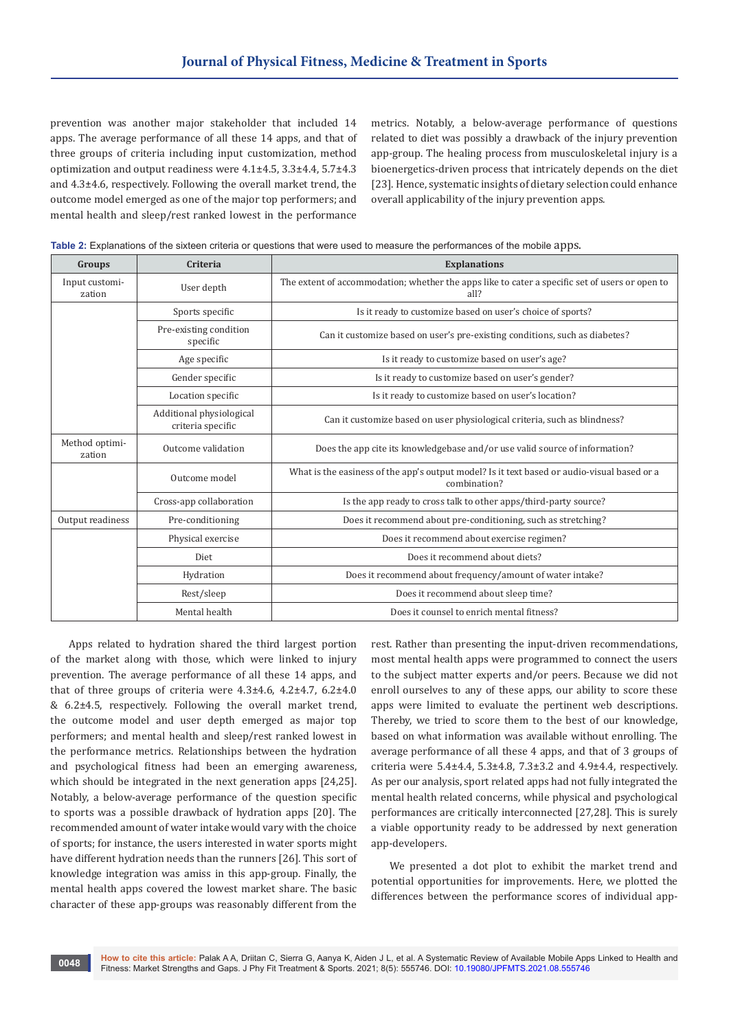prevention was another major stakeholder that included 14 apps. The average performance of all these 14 apps, and that of three groups of criteria including input customization, method optimization and output readiness were 4.1±4.5, 3.3±4.4, 5.7±4.3 and 4.3±4.6, respectively. Following the overall market trend, the outcome model emerged as one of the major top performers; and mental health and sleep/rest ranked lowest in the performance metrics. Notably, a below-average performance of questions related to diet was possibly a drawback of the injury prevention app-group. The healing process from musculoskeletal injury is a bioenergetics-driven process that intricately depends on the diet [23]. Hence, systematic insights of dietary selection could enhance overall applicability of the injury prevention apps.

**Table 2:** Explanations of the sixteen criteria or questions that were used to measure the performances of the mobile apps.

| Groups | Criteria | Explanations |
|---|---|---|
| Input customization | User depth | The extent of accommodation; whether the apps like to cater a specific set of users or open to all? |
| | Sports specific | Is it ready to customize based on user's choice of sports? |
| | Pre-existing condition specific | Can it customize based on user's pre-existing conditions, such as diabetes? |
| | Age specific | Is it ready to customize based on user's age? |
| | Gender specific | Is it ready to customize based on user's gender? |
| | Location specific | Is it ready to customize based on user's location? |
| | Additional physiological criteria specific | Can it customize based on user physiological criteria, such as blindness? |
| Method optimization | Outcome validation | Does the app cite its knowledgebase and/or use valid source of information? |
| | Outcome model | What is the easiness of the app's output model? Is it text based or audio-visual based or a combination? |
| | Cross-app collaboration | Is the app ready to cross talk to other apps/third-party source? |
| Output readiness | Pre-conditioning | Does it recommend about pre-conditioning, such as stretching? |
| | Physical exercise | Does it recommend about exercise regimen? |
| | Diet | Does it recommend about diets? |
| | Hydration | Does it recommend about frequency/amount of water intake? |
| | Rest/sleep | Does it recommend about sleep time? |
| | Mental health | Does it counsel to enrich mental fitness? |

Apps related to hydration shared the third largest portion of the market along with those, which were linked to injury prevention. The average performance of all these 14 apps, and that of three groups of criteria were 4.3±4.6, 4.2±4.7, 6.2±4.0 & 6.2±4.5, respectively. Following the overall market trend, the outcome model and user depth emerged as major top performers; and mental health and sleep/rest ranked lowest in the performance metrics. Relationships between the hydration and psychological fitness had been an emerging awareness, which should be integrated in the next generation apps [24,25]. Notably, a below-average performance of the question specific to sports was a possible drawback of hydration apps [20]. The recommended amount of water intake would vary with the choice of sports; for instance, the users interested in water sports might have different hydration needs than the runners [26]. This sort of knowledge integration was amiss in this app-group. Finally, the mental health apps covered the lowest market share. The basic character of these app-groups was reasonably different from the rest. Rather than presenting the input-driven recommendations, most mental health apps were programmed to connect the users to the subject matter experts and/or peers. Because we did not enroll ourselves to any of these apps, our ability to score these apps were limited to evaluate the pertinent web descriptions. Thereby, we tried to score them to the best of our knowledge, based on what information was available without enrolling. The average performance of all these 4 apps, and that of 3 groups of criteria were 5.4±4.4, 5.3±4.8, 7.3±3.2 and 4.9±4.4, respectively. As per our analysis, sport related apps had not fully integrated the mental health related concerns, while physical and psychological performances are critically interconnected [27,28]. This is surely a viable opportunity ready to be addressed by next generation app-developers.

We presented a dot plot to exhibit the market trend and potential opportunities for improvements. Here, we plotted the differences between the performance scores of individual app-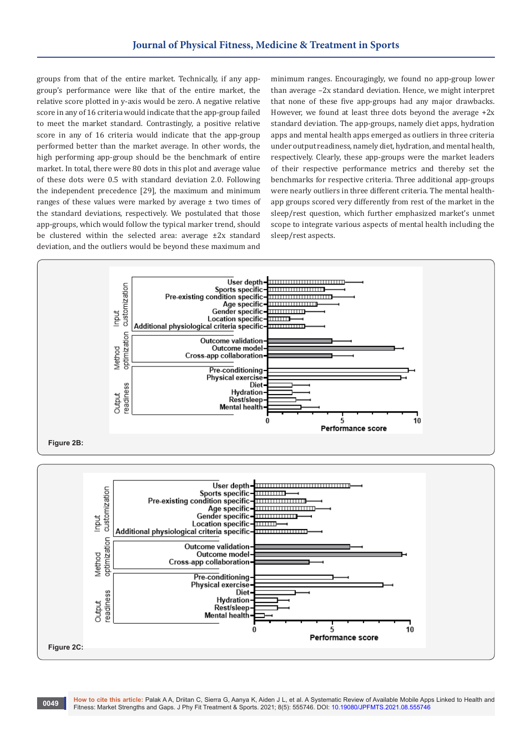groups from that of the entire market. Technically, if any app-group's performance were like that of the entire market, the relative score plotted in y-axis would be zero. A negative relative score in any of 16 criteria would indicate that the app-group failed to meet the market standard. Contrastingly, a positive relative score in any of 16 criteria would indicate that the app-group performed better than the market average. In other words, the high performing app-group should be the benchmark of entire market. In total, there were 80 dots in this plot and average value of these dots were 0.5 with standard deviation 2.0. Following the independent precedence [29], the maximum and minimum ranges of these values were marked by average ± two times of the standard deviations, respectively. We postulated that those app-groups, which would follow the typical marker trend, should be clustered within the selected area: average ±2x standard deviation, and the outliers would be beyond these maximum and minimum ranges. Encouragingly, we found no app-group lower than average –2x standard deviation. Hence, we might interpret that none of these five app-groups had any major drawbacks. However, we found at least three dots beyond the average +2x standard deviation. The app-groups, namely diet apps, hydration apps and mental health apps emerged as outliers in three criteria under output readiness, namely diet, hydration, and mental health, respectively. Clearly, these app-groups were the market leaders of their respective performance metrics and thereby set the benchmarks for respective criteria. Three additional app-groups were nearly outliers in three different criteria. The mental health-app groups scored very differently from rest of the market in the sleep/rest question, which further emphasized market's unmet scope to integrate various aspects of mental health including the sleep/rest aspects.

Figure 2B:

Figure 2C: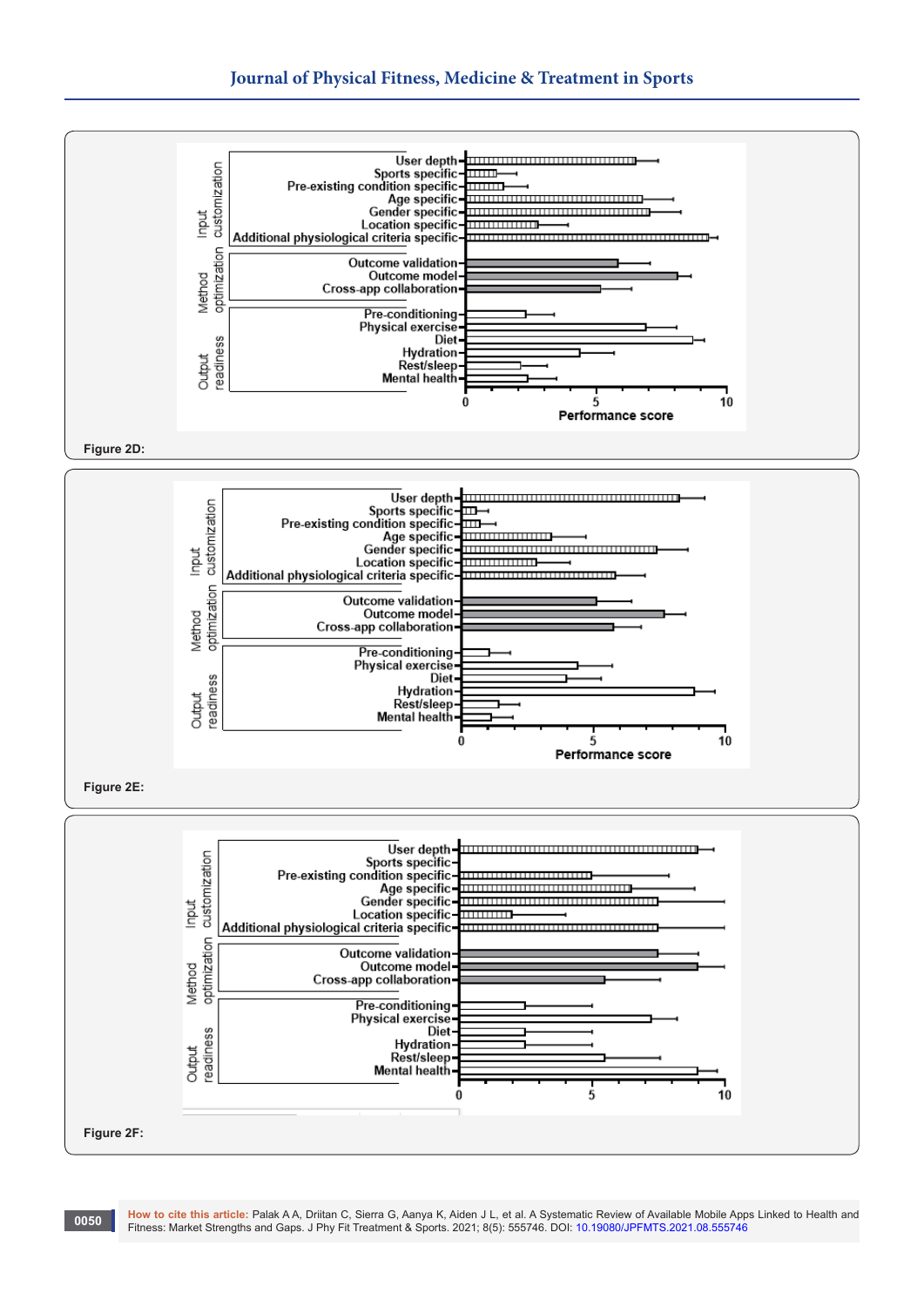Figure 2D:

Figure 2E:

Figure 2F: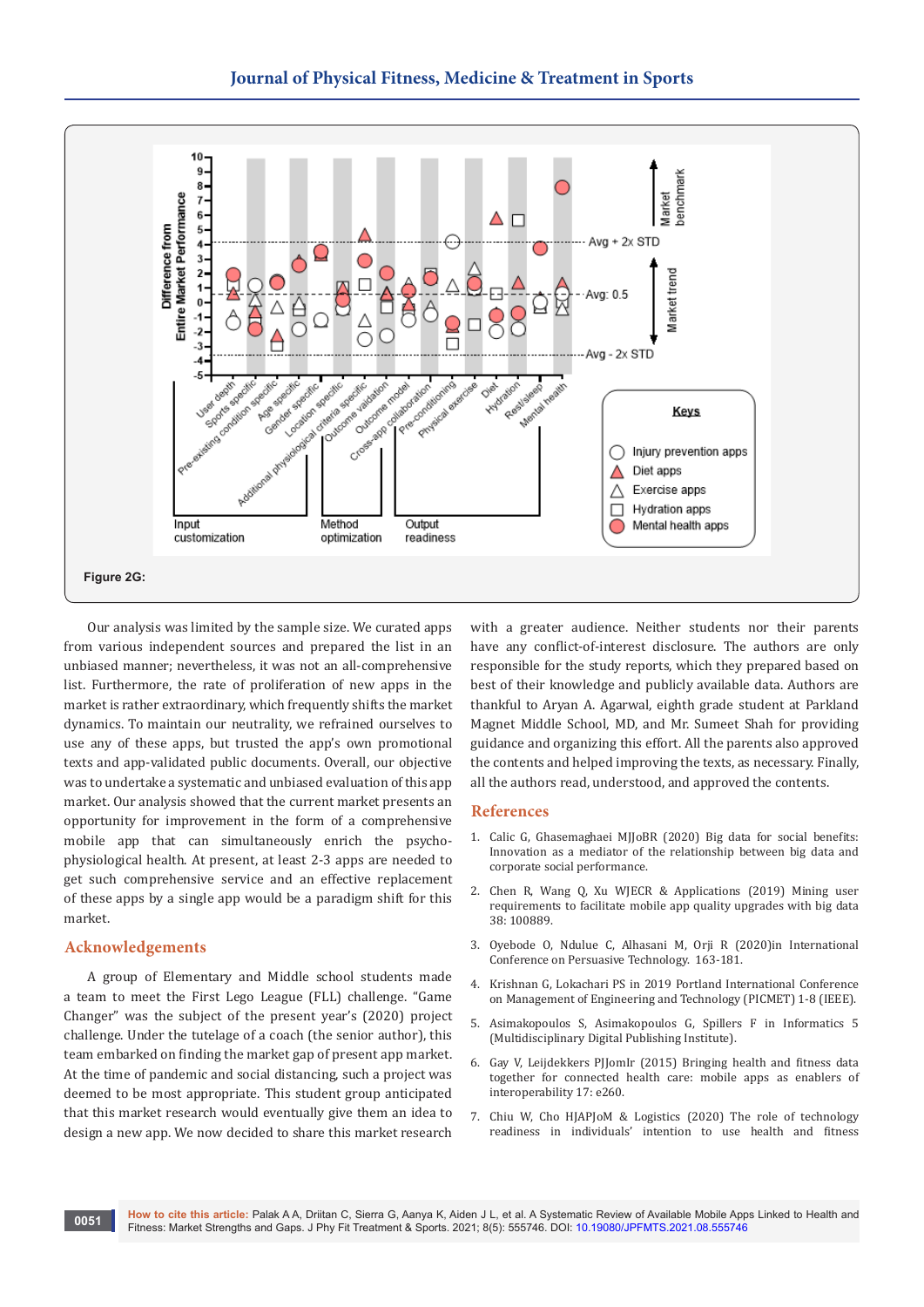Figure 2G:

Our analysis was limited by the sample size. We curated apps from various independent sources and prepared the list in an unbiased manner; nevertheless, it was not an all-comprehensive list. Furthermore, the rate of proliferation of new apps in the market is rather extraordinary, which frequently shifts the market dynamics. To maintain our neutrality, we refrained ourselves to use any of these apps, but trusted the app's own promotional texts and app-validated public documents. Overall, our objective was to undertake a systematic and unbiased evaluation of this app market. Our analysis showed that the current market presents an opportunity for improvement in the form of a comprehensive mobile app that can simultaneously enrich the psycho-physiological health. At present, at least 2-3 apps are needed to get such comprehensive service and an effective replacement of these apps by a single app would be a paradigm shift for this market.

## Acknowledgements

A group of Elementary and Middle school students made a team to meet the First Lego League (FLL) challenge. "Game Changer" was the subject of the present year's (2020) project challenge. Under the tutelage of a coach (the senior author), this team embarked on finding the market gap of present app market. At the time of pandemic and social distancing, such a project was deemed to be most appropriate. This student group anticipated that this market research would eventually give them an idea to design a new app. We now decided to share this market research with a greater audience. Neither students nor their parents have any conflict-of-interest disclosure. The authors are only responsible for the study reports, which they prepared based on best of their knowledge and publicly available data. Authors are thankful to Aryan A. Agarwal, eighth grade student at Parkland Magnet Middle School, MD, and Mr. Sumeet Shah for providing guidance and organizing this effort. All the parents also approved the contents and helped improving the texts, as necessary. Finally, all the authors read, understood, and approved the contents.

## References

1. Calic G, Ghasemaghaei MJJoBR (2020) Big data for social benefits: Innovation as a mediator of the relationship between big data and corporate social performance.
2. Chen R, Wang Q, Xu WJECR & Applications (2019) Mining user requirements to facilitate mobile app quality upgrades with big data 38: 100889.
3. Oyebode O, Ndulue C, Alhasani M, Orji R (2020)in International Conference on Persuasive Technology. 163-181.
4. Krishnan G, Lokachari PS in 2019 Portland International Conference on Management of Engineering and Technology (PICMET) 1-8 (IEEE).
5. Asimakopoulos S, Asimakopoulos G, Spillers F in Informatics 5 (Multidisciplinary Digital Publishing Institute).
6. Gay V, Leijdekkers PJJomIr (2015) Bringing health and fitness data together for connected health care: mobile apps as enablers of interoperability 17: e260.
7. Chiu W, Cho HJAPJoM & Logistics (2020) The role of technology readiness in individuals' intention to use health and fitness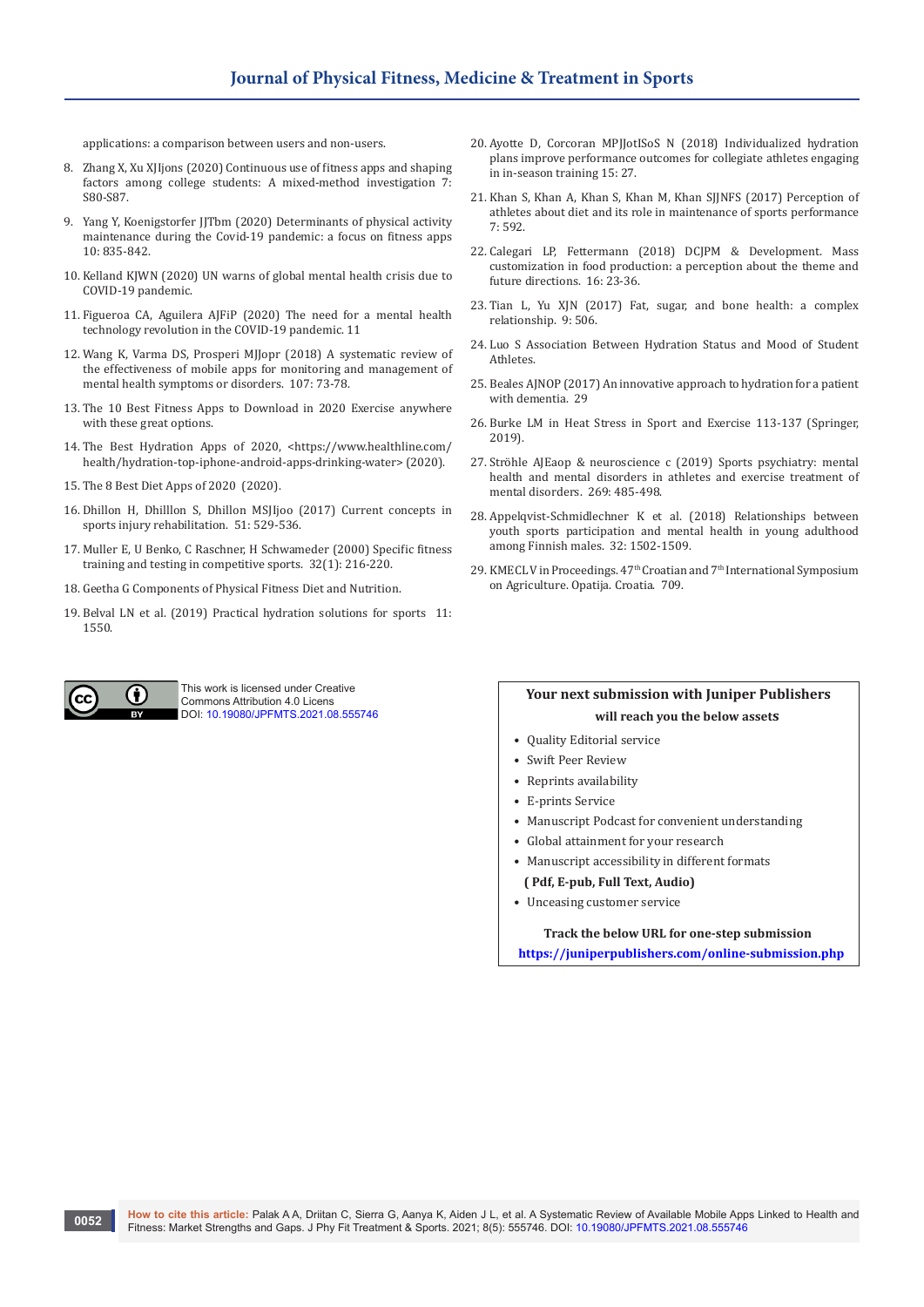applications: a comparison between users and non-users.

8. Zhang X, Xu XJIjons (2020) Continuous use of fitness apps and shaping factors among college students: A mixed-method investigation 7: S80-S87.
9. Yang Y, Koenigstorfer JJTbm (2020) Determinants of physical activity maintenance during the Covid-19 pandemic: a focus on fitness apps 10: 835-842.
10. Kelland KJWN (2020) UN warns of global mental health crisis due to COVID-19 pandemic.
11. Figueroa CA, Aguilera AJFiP (2020) The need for a mental health technology revolution in the COVID-19 pandemic. 11
12. Wang K, Varma DS, Prosperi MJJopr (2018) A systematic review of the effectiveness of mobile apps for monitoring and management of mental health symptoms or disorders. 107: 73-78.
13. The 10 Best Fitness Apps to Download in 2020 Exercise anywhere with these great options.
14. The Best Hydration Apps of 2020, <https://www.healthline.com/health/hydration-top-iphone-android-apps-drinking-water> (2020).
15. The 8 Best Diet Apps of 2020 (2020).
16. Dhillon H, Dhilllon S, Dhillon MSJIjoo (2017) Current concepts in sports injury rehabilitation. 51: 529-536.
17. Muller E, U Benko, C Raschner, H Schwameder (2000) Specific fitness training and testing in competitive sports. 32(1): 216-220.
18. Geetha G Components of Physical Fitness Diet and Nutrition.
19. Belval LN et al. (2019) Practical hydration solutions for sports 11: 1550.
20. Ayotte D, Corcoran MPJJotISoS N (2018) Individualized hydration plans improve performance outcomes for collegiate athletes engaging in in-season training 15: 27.
21. Khan S, Khan A, Khan S, Khan M, Khan SJJNFS (2017) Perception of athletes about diet and its role in maintenance of sports performance 7: 592.
22. Calegari LP, Fettermann (2018) DCJPM & Development. Mass customization in food production: a perception about the theme and future directions. 16: 23-36.
23. Tian L, Yu XJN (2017) Fat, sugar, and bone health: a complex relationship. 9: 506.
24. Luo S Association Between Hydration Status and Mood of Student Athletes.
25. Beales AJNOP (2017) An innovative approach to hydration for a patient with dementia. 29
26. Burke LM in Heat Stress in Sport and Exercise 113-137 (Springer, 2019).
27. Ströhle AJEaop & neuroscience c (2019) Sports psychiatry: mental health and mental disorders in athletes and exercise treatment of mental disorders. 269: 485-498.
28. Appelqvist-Schmidlechner K et al. (2018) Relationships between youth sports participation and mental health in young adulthood among Finnish males. 32: 1502-1509.
29. KMECLV in Proceedings. 47th Croatian and 7th International Symposium on Agriculture. Opatija. Croatia. 709.

This work is licensed under Creative Commons Attribution 4.0 Licens
DOI: 10.19080/JPFMTS.2021.08.555746

**Your next submission with Juniper Publishers will reach you the below assets**

- Quality Editorial service
- Swift Peer Review
- Reprints availability
- E-prints Service
- Manuscript Podcast for convenient understanding
- Global attainment for your research
- Manuscript accessibility in different formats

**( Pdf, E-pub, Full Text, Audio)**

- Unceasing customer service

**Track the below URL for one-step submission**
**https://juniperpublishers.com/online-submission.php**